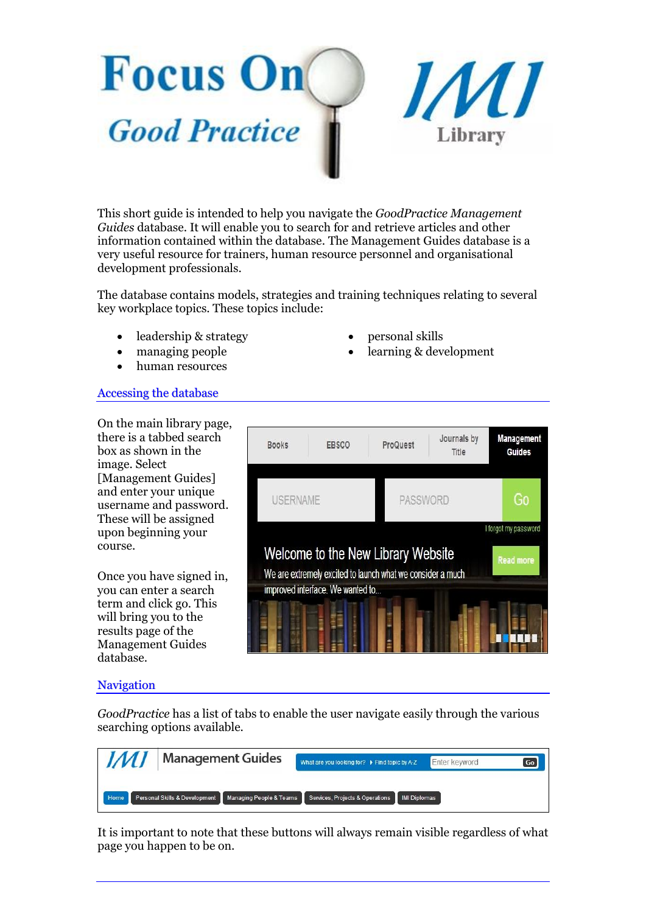# Focus On Good Practice

IMI Library

This short guide is intended to help you navigate the *GoodPractice Management Guides* database. It will enable you to search for and retrieve articles and other information contained within the database. The Management Guides database is a very useful resource for trainers, human resource personnel and organisational development professionals.

The database contains models, strategies and training techniques relating to several key workplace topics. These topics include:

- leadership & strategy
- managing people
- human resources
- personal skills
- learning & development

## Accessing the database

On the main library page, there is a tabbed search box as shown in the image. Select [Management Guides] and enter your unique username and password. These will be assigned upon beginning your course.

Once you have signed in, you can enter a search term and click go. This will bring you to the results page of the Management Guides database.

## Navigation

*GoodPractice* has a list of tabs to enable the user navigate easily through the various searching options available.

It is important to note that these buttons will always remain visible regardless of what page you happen to be on.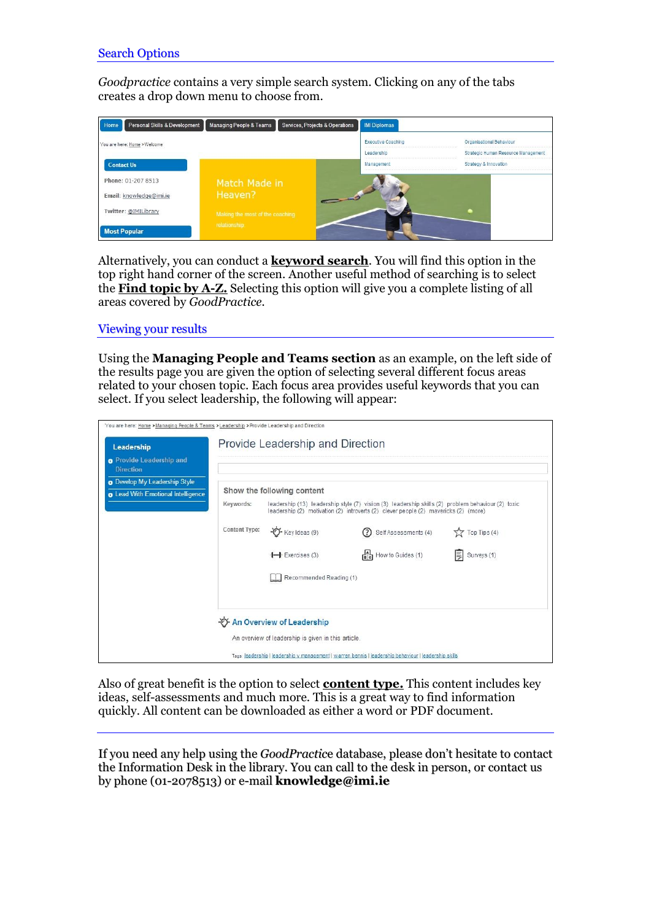## Search Options

*Goodpractice* contains a very simple search system. Clicking on any of the tabs creates a drop down menu to choose from.

Alternatively, you can conduct a **keyword search**. You will find this option in the top right hand corner of the screen. Another useful method of searching is to select the **Find topic by A-Z.** Selecting this option will give you a complete listing of all areas covered by *GoodPractice.*

## Viewing your results

Using the **Managing People and Teams section** as an example, on the left side of the results page you are given the option of selecting several different focus areas related to your chosen topic. Each focus area provides useful keywords that you can select. If you select leadership, the following will appear:

Also of great benefit is the option to select **content type.** This content includes key ideas, self-assessments and much more. This is a great way to find information quickly. All content can be downloaded as either a word or PDF document.

---

If you need any help using the *GoodPractice* database, please don't hesitate to contact the Information Desk in the library. You can call to the desk in person, or contact us by phone (01-2078513) or e-mail **knowledge@imi.ie**